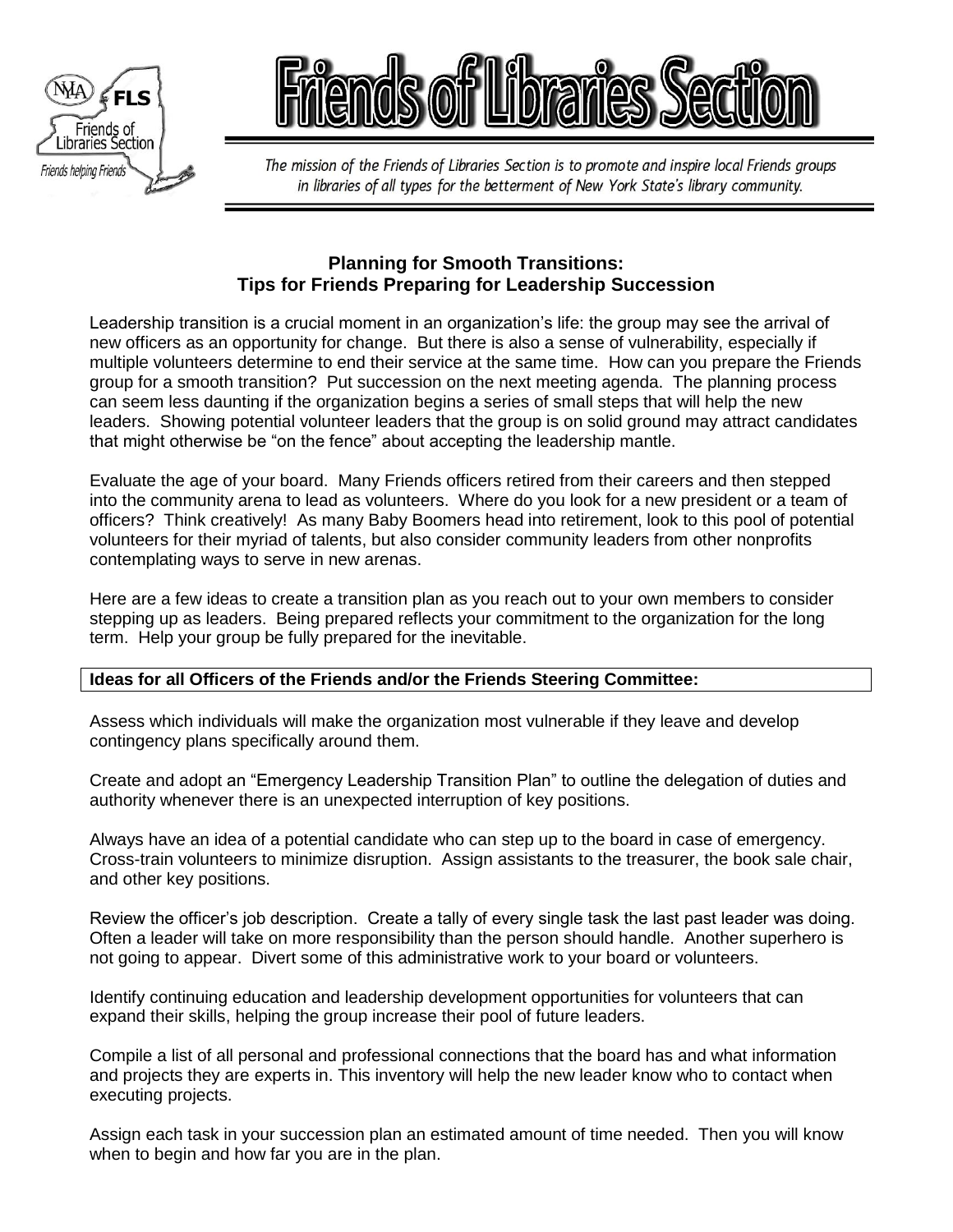# Friends of Libraries Section

*The mission of the Friends of Libraries Section is to promote and inspire local Friends groups in libraries of all types for the betterment of New York State's library community.*

## Planning for Smooth Transitions: Tips for Friends Preparing for Leadership Succession

Leadership transition is a crucial moment in an organization's life: the group may see the arrival of new officers as an opportunity for change. But there is also a sense of vulnerability, especially if multiple volunteers determine to end their service at the same time. How can you prepare the Friends group for a smooth transition? Put succession on the next meeting agenda. The planning process can seem less daunting if the organization begins a series of small steps that will help the new leaders. Showing potential volunteer leaders that the group is on solid ground may attract candidates that might otherwise be "on the fence" about accepting the leadership mantle.

Evaluate the age of your board. Many Friends officers retired from their careers and then stepped into the community arena to lead as volunteers. Where do you look for a new president or a team of officers? Think creatively! As many Baby Boomers head into retirement, look to this pool of potential volunteers for their myriad of talents, but also consider community leaders from other nonprofits contemplating ways to serve in new arenas.

Here are a few ideas to create a transition plan as you reach out to your own members to consider stepping up as leaders. Being prepared reflects your commitment to the organization for the long term. Help your group be fully prepared for the inevitable.

**Ideas for all Officers of the Friends and/or the Friends Steering Committee:**

Assess which individuals will make the organization most vulnerable if they leave and develop contingency plans specifically around them.

Create and adopt an "Emergency Leadership Transition Plan" to outline the delegation of duties and authority whenever there is an unexpected interruption of key positions.

Always have an idea of a potential candidate who can step up to the board in case of emergency. Cross-train volunteers to minimize disruption. Assign assistants to the treasurer, the book sale chair, and other key positions.

Review the officer's job description. Create a tally of every single task the last past leader was doing. Often a leader will take on more responsibility than the person should handle. Another superhero is not going to appear. Divert some of this administrative work to your board or volunteers.

Identify continuing education and leadership development opportunities for volunteers that can expand their skills, helping the group increase their pool of future leaders.

Compile a list of all personal and professional connections that the board has and what information and projects they are experts in. This inventory will help the new leader know who to contact when executing projects.

Assign each task in your succession plan an estimated amount of time needed. Then you will know when to begin and how far you are in the plan.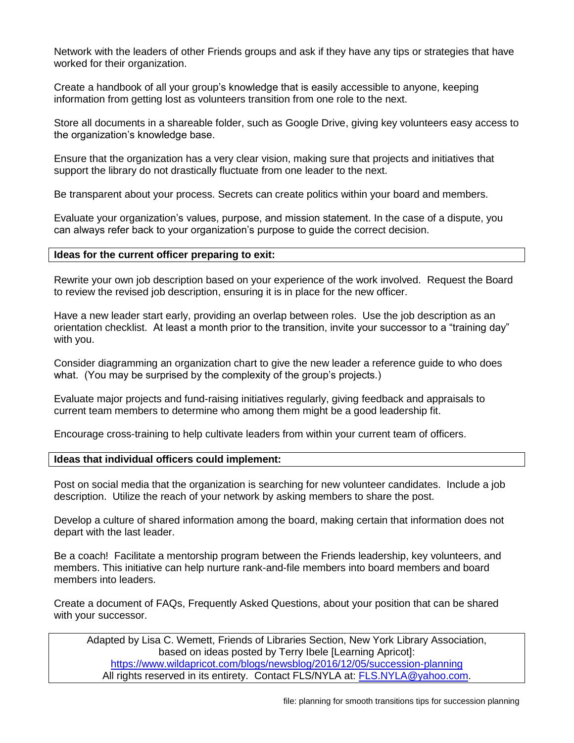Network with the leaders of other Friends groups and ask if they have any tips or strategies that have worked for their organization.

Create a handbook of all your group's knowledge that is easily accessible to anyone, keeping information from getting lost as volunteers transition from one role to the next.

Store all documents in a shareable folder, such as Google Drive, giving key volunteers easy access to the organization's knowledge base.

Ensure that the organization has a very clear vision, making sure that projects and initiatives that support the library do not drastically fluctuate from one leader to the next.

Be transparent about your process. Secrets can create politics within your board and members.

Evaluate your organization's values, purpose, and mission statement. In the case of a dispute, you can always refer back to your organization's purpose to guide the correct decision.

**Ideas for the current officer preparing to exit:**

Rewrite your own job description based on your experience of the work involved. Request the Board to review the revised job description, ensuring it is in place for the new officer.

Have a new leader start early, providing an overlap between roles. Use the job description as an orientation checklist. At least a month prior to the transition, invite your successor to a "training day" with you.

Consider diagramming an organization chart to give the new leader a reference guide to who does what. (You may be surprised by the complexity of the group's projects.)

Evaluate major projects and fund-raising initiatives regularly, giving feedback and appraisals to current team members to determine who among them might be a good leadership fit.

Encourage cross-training to help cultivate leaders from within your current team of officers.

**Ideas that individual officers could implement:**

Post on social media that the organization is searching for new volunteer candidates. Include a job description. Utilize the reach of your network by asking members to share the post.

Develop a culture of shared information among the board, making certain that information does not depart with the last leader.

Be a coach! Facilitate a mentorship program between the Friends leadership, key volunteers, and members. This initiative can help nurture rank-and-file members into board members and board members into leaders.

Create a document of FAQs, Frequently Asked Questions, about your position that can be shared with your successor.

Adapted by Lisa C. Wemett, Friends of Libraries Section, New York Library Association, based on ideas posted by Terry Ibele [Learning Apricot]: https://www.wildapricot.com/blogs/newsblog/2016/12/05/succession-planning
All rights reserved in its entirety. Contact FLS/NYLA at: FLS.NYLA@yahoo.com.

file: planning for smooth transitions tips for succession planning